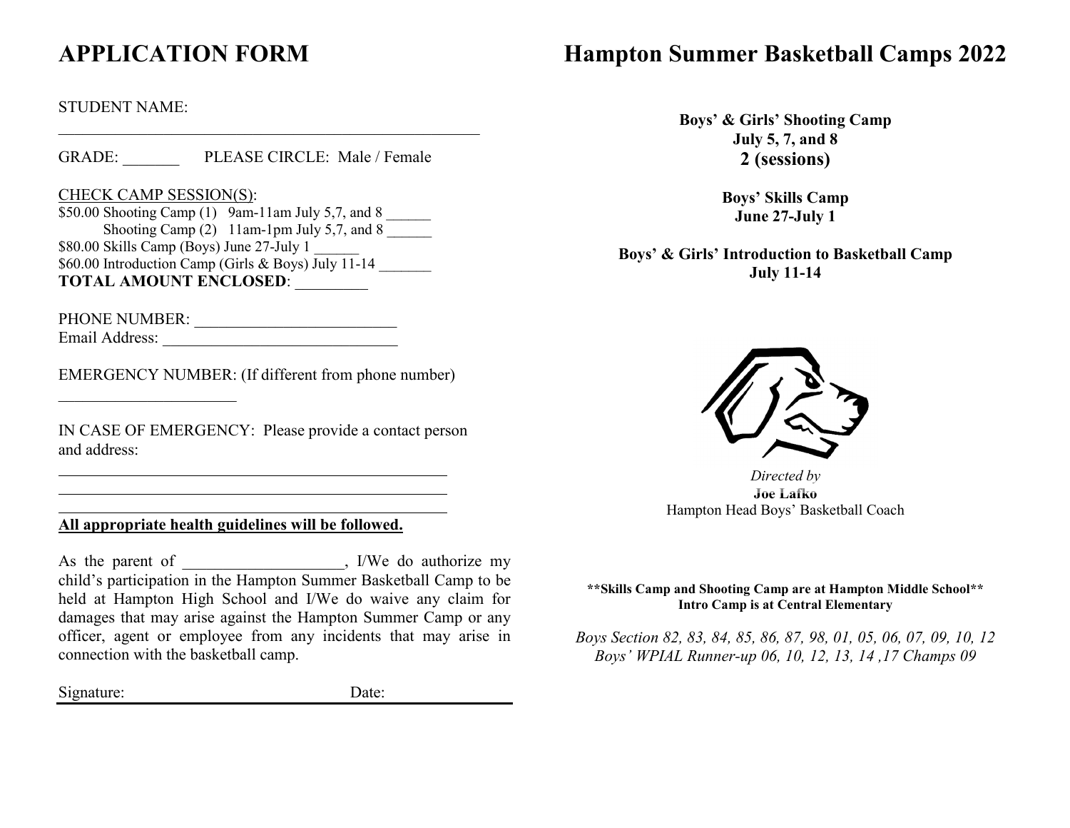# APPLICATION FORM

STUDENT NAME:

______________________________________________________

GRADE: _______ PLEASE CIRCLE: Male / Female

CHECK CAMP SESSION(S):

$50.00 Shooting Camp (1) 9am-11am July 5,7, and 8 ______

Shooting Camp (2) 11am-1pm July 5,7, and 8 ______

$80.00 Skills Camp (Boys) June 27-July 1 ______

$60.00 Introduction Camp (Girls & Boys) July 11-14 _______

**TOTAL AMOUNT ENCLOSED**: _________

PHONE NUMBER: _________________________

Email Address: ______________________________

EMERGENCY NUMBER: (If different from phone number)

______________________

IN CASE OF EMERGENCY: Please provide a contact person and address:

__________________________________________________

__________________________________________________

__________________________________________________

**All appropriate health guidelines will be followed.**

As the parent of ___________________, I/We do authorize my child's participation in the Hampton Summer Basketball Camp to be held at Hampton High School and I/We do waive any claim for damages that may arise against the Hampton Summer Camp or any officer, agent or employee from any incidents that may arise in connection with the basketball camp.

Signature: Date:

# Hampton Summer Basketball Camps 2022

**Boys' & Girls' Shooting Camp**
**July 5, 7, and 8**
**2 (sessions)**

**Boys' Skills Camp**
**June 27-July 1**

**Boys' & Girls' Introduction to Basketball Camp**
**July 11-14**

*Directed by*
**Joe Lafko**
Hampton Head Boys' Basketball Coach

**\*\*Skills Camp and Shooting Camp are at Hampton Middle School\*\***
**Intro Camp is at Central Elementary**

*Boys Section 82, 83, 84, 85, 86, 87, 98, 01, 05, 06, 07, 09, 10, 12*
*Boys' WPIAL Runner-up 06, 10, 12, 13, 14 ,17 Champs 09*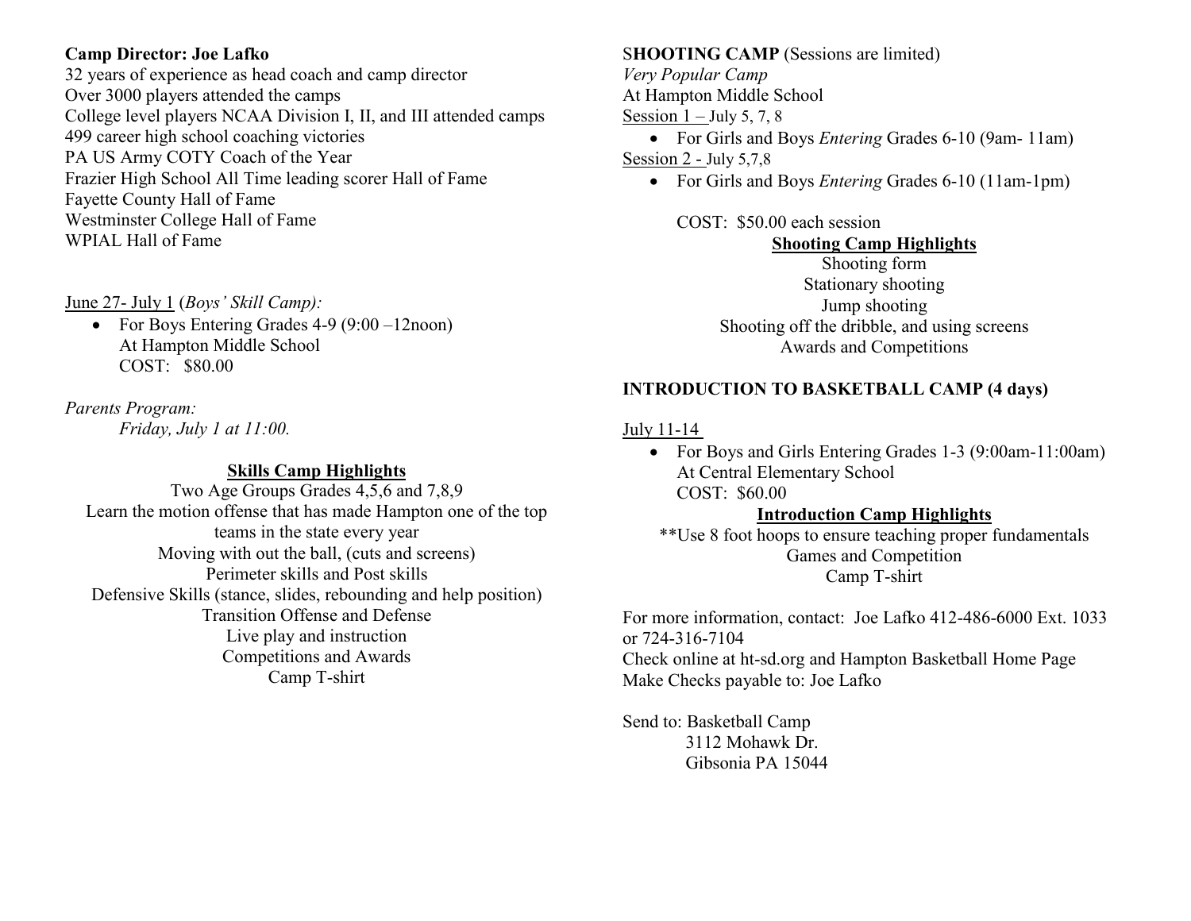**Camp Director: Joe Lafko**

32 years of experience as head coach and camp director
Over 3000 players attended the camps
College level players NCAA Division I, II, and III attended camps
499 career high school coaching victories
PA US Army COTY Coach of the Year
Frazier High School All Time leading scorer Hall of Fame
Fayette County Hall of Fame
Westminster College Hall of Fame
WPIAL Hall of Fame

June 27- July 1 (*Boys' Skill Camp):*

- For Boys Entering Grades 4-9 (9:00 –12noon)
  At Hampton Middle School
  COST: $80.00

*Parents Program:*
*Friday, July 1 at 11:00.*

**Skills Camp Highlights**

Two Age Groups Grades 4,5,6 and 7,8,9
Learn the motion offense that has made Hampton one of the top teams in the state every year
Moving with out the ball, (cuts and screens)
Perimeter skills and Post skills
Defensive Skills (stance, slides, rebounding and help position)
Transition Offense and Defense
Live play and instruction
Competitions and Awards
Camp T-shirt

**SHOOTING CAMP** (Sessions are limited)
*Very Popular Camp*
At Hampton Middle School

Session 1 – July 5, 7, 8

- For Girls and Boys *Entering* Grades 6-10 (9am- 11am)

Session 2 - July 5,7,8

- For Girls and Boys *Entering* Grades 6-10 (11am-1pm)

COST: $50.00 each session

**Shooting Camp Highlights**

Shooting form
Stationary shooting
Jump shooting
Shooting off the dribble, and using screens
Awards and Competitions

**INTRODUCTION TO BASKETBALL CAMP (4 days)**

July 11-14

- For Boys and Girls Entering Grades 1-3 (9:00am-11:00am)
  At Central Elementary School
  COST: $60.00

**Introduction Camp Highlights**

**Use 8 foot hoops to ensure teaching proper fundamentals
Games and Competition
Camp T-shirt

For more information, contact: Joe Lafko 412-486-6000 Ext. 1033 or 724-316-7104
Check online at ht-sd.org and Hampton Basketball Home Page
Make Checks payable to: Joe Lafko

Send to: Basketball Camp
3112 Mohawk Dr.
Gibsonia PA 15044